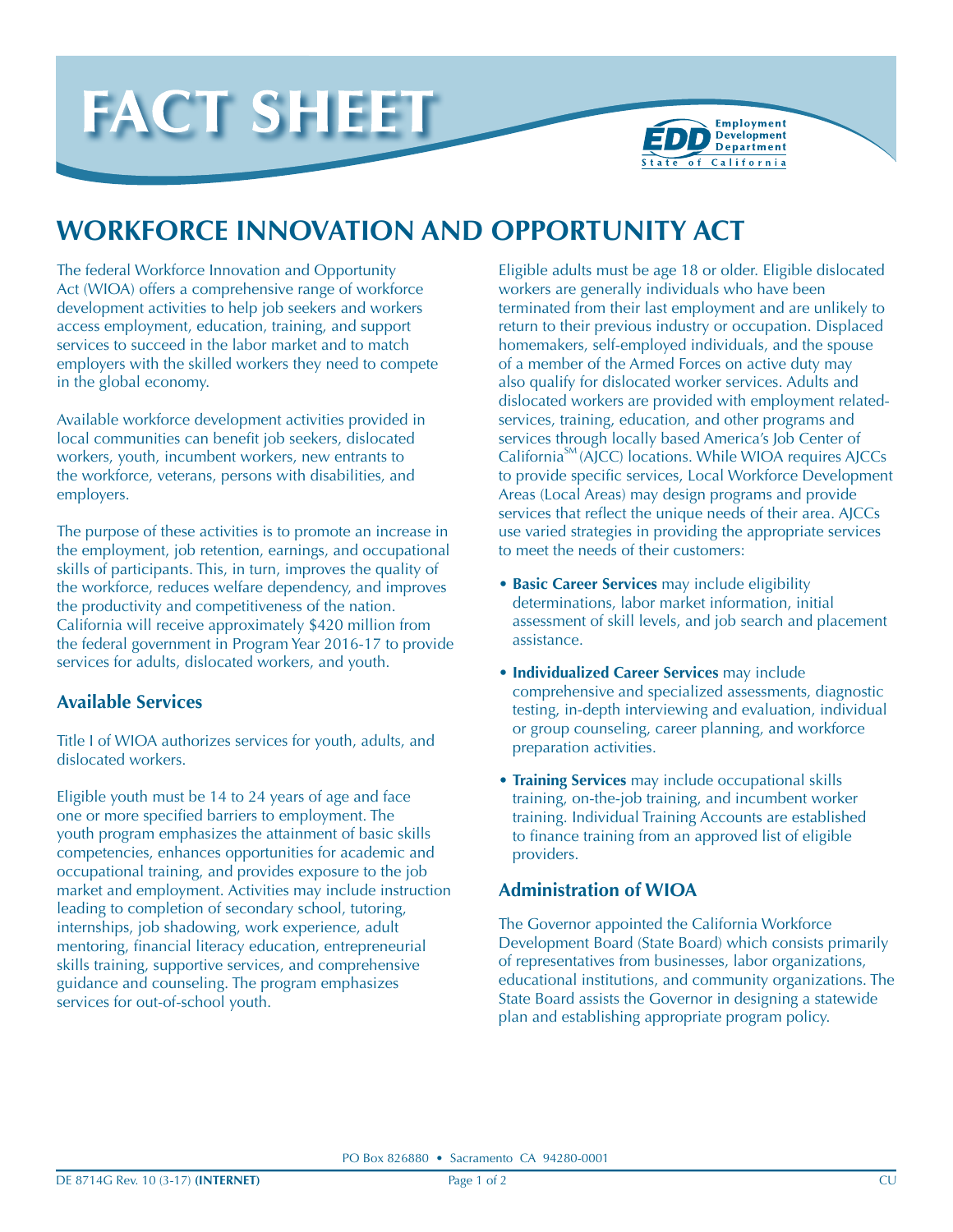# FACT SHEET

Employment Development Department
State of California

## WORKFORCE INNOVATION AND OPPORTUNITY ACT

The federal Workforce Innovation and Opportunity Act (WIOA) offers a comprehensive range of workforce development activities to help job seekers and workers access employment, education, training, and support services to succeed in the labor market and to match employers with the skilled workers they need to compete in the global economy.

Available workforce development activities provided in local communities can benefit job seekers, dislocated workers, youth, incumbent workers, new entrants to the workforce, veterans, persons with disabilities, and employers.

The purpose of these activities is to promote an increase in the employment, job retention, earnings, and occupational skills of participants. This, in turn, improves the quality of the workforce, reduces welfare dependency, and improves the productivity and competitiveness of the nation. California will receive approximately $420 million from the federal government in Program Year 2016-17 to provide services for adults, dislocated workers, and youth.

### Available Services

Title I of WIOA authorizes services for youth, adults, and dislocated workers.

Eligible youth must be 14 to 24 years of age and face one or more specified barriers to employment. The youth program emphasizes the attainment of basic skills competencies, enhances opportunities for academic and occupational training, and provides exposure to the job market and employment. Activities may include instruction leading to completion of secondary school, tutoring, internships, job shadowing, work experience, adult mentoring, financial literacy education, entrepreneurial skills training, supportive services, and comprehensive guidance and counseling. The program emphasizes services for out-of-school youth.

Eligible adults must be age 18 or older. Eligible dislocated workers are generally individuals who have been terminated from their last employment and are unlikely to return to their previous industry or occupation. Displaced homemakers, self-employed individuals, and the spouse of a member of the Armed Forces on active duty may also qualify for dislocated worker services. Adults and dislocated workers are provided with employment related-services, training, education, and other programs and services through locally based America's Job Center of California[SM] (AJCC) locations. While WIOA requires AJCCs to provide specific services, Local Workforce Development Areas (Local Areas) may design programs and provide services that reflect the unique needs of their area. AJCCs use varied strategies in providing the appropriate services to meet the needs of their customers:

- **Basic Career Services** may include eligibility determinations, labor market information, initial assessment of skill levels, and job search and placement assistance.
- **Individualized Career Services** may include comprehensive and specialized assessments, diagnostic testing, in-depth interviewing and evaluation, individual or group counseling, career planning, and workforce preparation activities.
- **Training Services** may include occupational skills training, on-the-job training, and incumbent worker training. Individual Training Accounts are established to finance training from an approved list of eligible providers.

### Administration of WIOA

The Governor appointed the California Workforce Development Board (State Board) which consists primarily of representatives from businesses, labor organizations, educational institutions, and community organizations. The State Board assists the Governor in designing a statewide plan and establishing appropriate program policy.

PO Box 826880 • Sacramento CA 94280-0001

DE 8714G Rev. 10 (3-17) **(INTERNET)** CU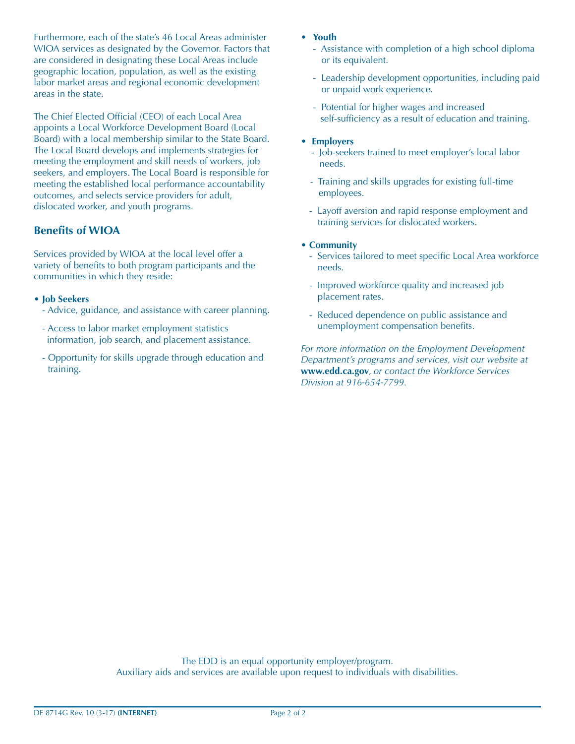Furthermore, each of the state's 46 Local Areas administer WIOA services as designated by the Governor. Factors that are considered in designating these Local Areas include geographic location, population, as well as the existing labor market areas and regional economic development areas in the state.

The Chief Elected Official (CEO) of each Local Area appoints a Local Workforce Development Board (Local Board) with a local membership similar to the State Board. The Local Board develops and implements strategies for meeting the employment and skill needs of workers, job seekers, and employers. The Local Board is responsible for meeting the established local performance accountability outcomes, and selects service providers for adult, dislocated worker, and youth programs.

## Benefits of WIOA

Services provided by WIOA at the local level offer a variety of benefits to both program participants and the communities in which they reside:

- **Job Seekers**
  - Advice, guidance, and assistance with career planning.
  - Access to labor market employment statistics information, job search, and placement assistance.
  - Opportunity for skills upgrade through education and training.
- **Youth**
  - Assistance with completion of a high school diploma or its equivalent.
  - Leadership development opportunities, including paid or unpaid work experience.
  - Potential for higher wages and increased self-sufficiency as a result of education and training.
- **Employers**
  - Job-seekers trained to meet employer's local labor needs.
  - Training and skills upgrades for existing full-time employees.
  - Layoff aversion and rapid response employment and training services for dislocated workers.
- **Community**
  - Services tailored to meet specific Local Area workforce needs.
  - Improved workforce quality and increased job placement rates.
  - Reduced dependence on public assistance and unemployment compensation benefits.

*For more information on the Employment Development Department's programs and services, visit our website at* **www.edd.ca.gov***, or contact the Workforce Services Division at 916-654-7799.*

The EDD is an equal opportunity employer/program.
Auxiliary aids and services are available upon request to individuals with disabilities.

DE 8714G Rev. 10 (3-17) **(INTERNET)**